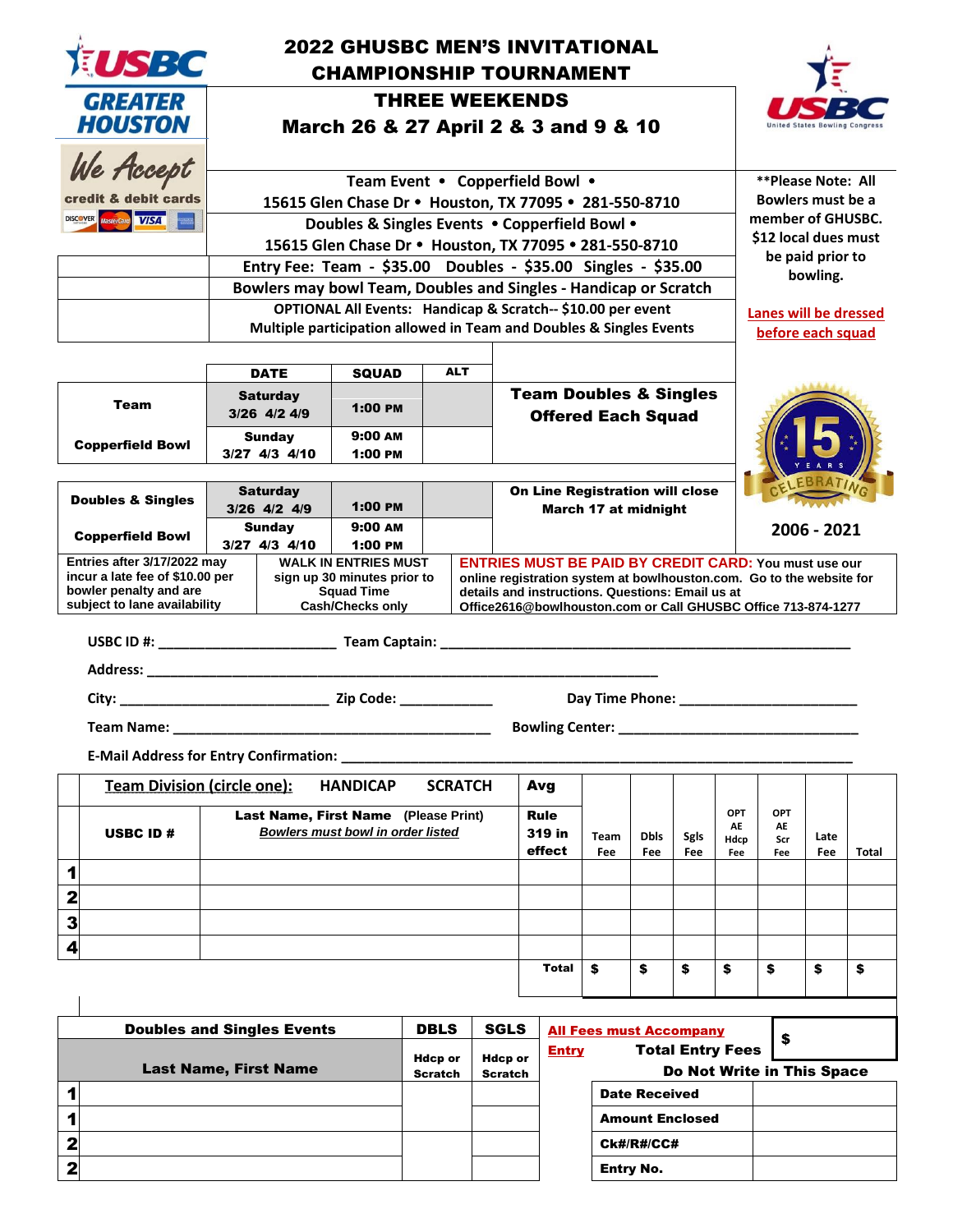USBC GREATER HOUSTON

We Accept credit & debit cards

DISCOVER MasterCard VISA

# 2022 GHUSBC MEN'S INVITATIONAL CHAMPIONSHIP TOURNAMENT

## THREE WEEKENDS

## March 26 & 27 April 2 & 3 and 9 & 10

USBC United States Bowling Congress

Team Event • Copperfield Bowl •
15615 Glen Chase Dr • Houston, TX 77095 • 281-550-8710

Doubles & Singles Events • Copperfield Bowl •
15615 Glen Chase Dr • Houston, TX 77095 • 281-550-8710

Entry Fee: Team - $35.00 Doubles - $35.00 Singles - $35.00

Bowlers may bowl Team, Doubles and Singles - Handicap or Scratch

OPTIONAL All Events: Handicap & Scratch-- $10.00 per event
Multiple participation allowed in Team and Doubles & Singles Events

**Please Note: All Bowlers must be a member of GHUSBC. $12 local dues must be paid prior to bowling.

Lanes will be dressed before each squad

| | DATE | SQUAD | ALT | |
|---|---|---|---|---|
| **Team** | **Saturday** 3/26 4/2 4/9 | 1:00 PM | | **Team Doubles & Singles Offered Each Squad** |
| **Copperfield Bowl** | **Sunday** 3/27 4/3 4/10 | 9:00 AM 1:00 PM | | |
| **Doubles & Singles** | **Saturday** 3/26 4/2 4/9 | 1:00 PM | | **On Line Registration will close March 17 at midnight** |
| **Copperfield Bowl** | **Sunday** 3/27 4/3 4/10 | 9:00 AM 1:00 PM | | |

15 YEARS CELEBRATING

2006 - 2021

| Entries after 3/17/2022 may incur a late fee of $10.00 per bowler penalty and are subject to lane availability | WALK IN ENTRIES MUST sign up 30 minutes prior to Squad Time Cash/Checks only | ENTRIES MUST BE PAID BY CREDIT CARD: You must use our online registration system at bowlhouston.com. Go to the website for details and instructions. Questions: Email us at Office2616@bowlhouston.com or Call GHUSBC Office 713-874-1277 |
|---|---|---|

USBC ID #: ______________________ Team Captain: ______________________________________________________

Address: ______________________________________________________________________

City: ___________________________ Zip Code: ____________ Day Time Phone: ________________________

Team Name: ____________________________________________ Bowling Center: _________________________________

E-Mail Address for Entry Confirmation: ______________________________________________________________________

| | Team Division (circle one): HANDICAP SCRATCH | | Avg | | | | | | | |
|---|---|---|---|---|---|---|---|---|---|---|
| | USBC ID # | Last Name, First Name (Please Print) *Bowlers must bowl in order listed* | Rule 319 in effect | Team Fee | Dbls Fee | Sgls Fee | OPT AE Hdcp Fee | OPT AE Scr Fee | Late Fee | Total |
| 1 | | | | | | | | | | |
| 2 | | | | | | | | | | |
| 3 | | | | | | | | | | |
| 4 | | | | | | | | | | |
| | | | Total | $ | $ | $ | $ | $ | $ | $ |

| | Doubles and Singles Events | DBLS | SGLS |
|---|---|---|---|
| | Last Name, First Name | Hdcp or Scratch | Hdcp or Scratch |
| 1 | | | |
| 1 | | | |
| 2 | | | |
| 2 | | | |

All Fees must Accompany Entry — Total Entry Fees $

Do Not Write in This Space

| Date Received | |
|---|---|
| Amount Enclosed | |
| Ck#/R#/CC# | |
| Entry No. | |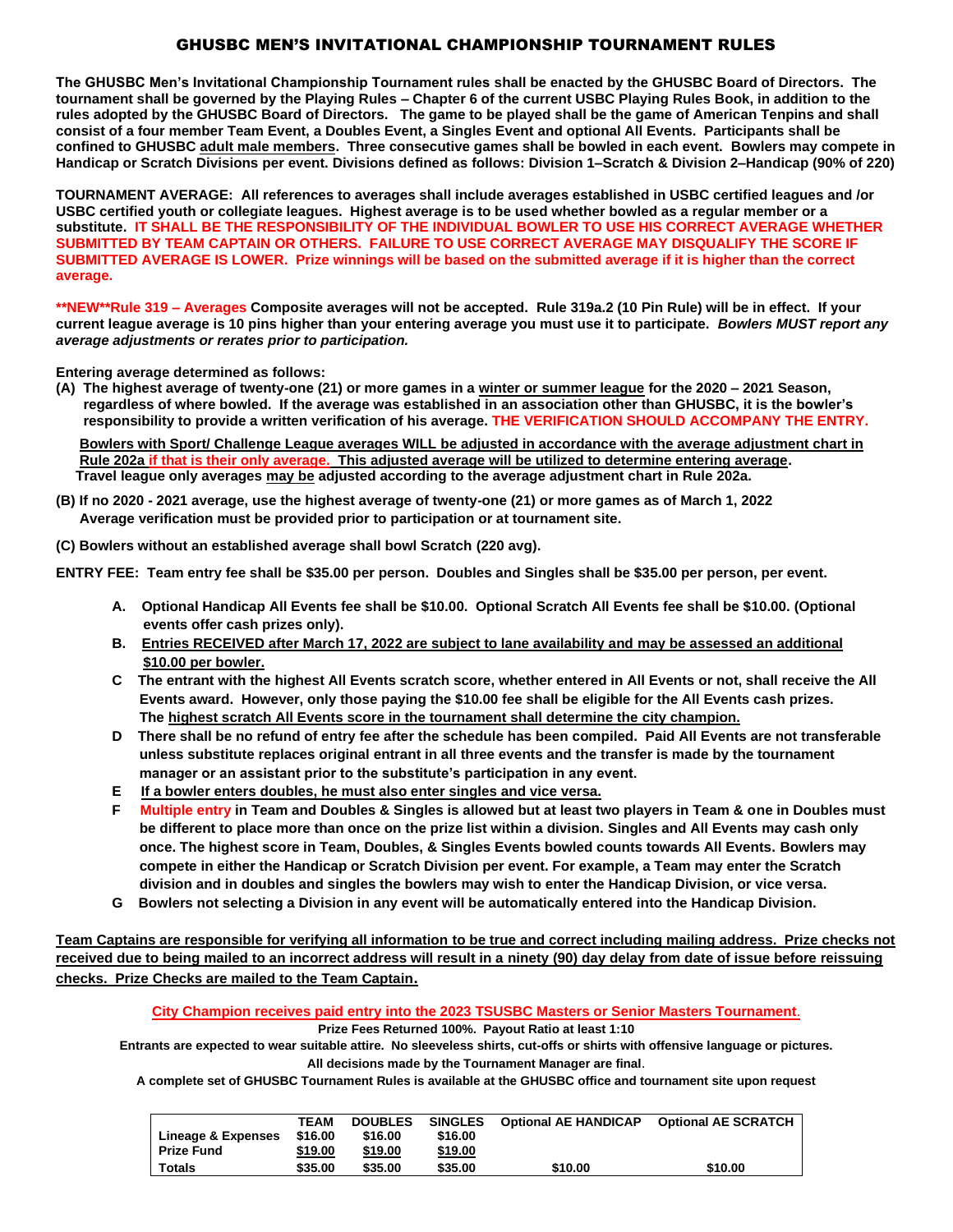# GHUSBC MEN'S INVITATIONAL CHAMPIONSHIP TOURNAMENT RULES

**The GHUSBC Men's Invitational Championship Tournament rules shall be enacted by the GHUSBC Board of Directors. The tournament shall be governed by the Playing Rules – Chapter 6 of the current USBC Playing Rules Book, in addition to the rules adopted by the GHUSBC Board of Directors. The game to be played shall be the game of American Tenpins and shall consist of a four member Team Event, a Doubles Event, a Singles Event and optional All Events. Participants shall be confined to GHUSBC adult male members. Three consecutive games shall be bowled in each event. Bowlers may compete in Handicap or Scratch Divisions per event. Divisions defined as follows: Division 1–Scratch & Division 2–Handicap (90% of 220)**

**TOURNAMENT AVERAGE: All references to averages shall include averages established in USBC certified leagues and /or USBC certified youth or collegiate leagues. Highest average is to be used whether bowled as a regular member or a substitute. IT SHALL BE THE RESPONSIBILITY OF THE INDIVIDUAL BOWLER TO USE HIS CORRECT AVERAGE WHETHER SUBMITTED BY TEAM CAPTAIN OR OTHERS. FAILURE TO USE CORRECT AVERAGE MAY DISQUALIFY THE SCORE IF SUBMITTED AVERAGE IS LOWER. Prize winnings will be based on the submitted average if it is higher than the correct average.**

**\*\*NEW\*\*Rule 319 – Averages Composite averages will not be accepted. Rule 319a.2 (10 Pin Rule) will be in effect. If your current league average is 10 pins higher than your entering average you must use it to participate. *Bowlers MUST report any average adjustments or rerates prior to participation.***

**Entering average determined as follows:**

**(A) The highest average of twenty-one (21) or more games in a winter or summer league for the 2020 – 2021 Season, regardless of where bowled. If the average was established in an association other than GHUSBC, it is the bowler's responsibility to provide a written verification of his average. THE VERIFICATION SHOULD ACCOMPANY THE ENTRY.**

**Bowlers with Sport/ Challenge League averages WILL be adjusted in accordance with the average adjustment chart in Rule 202a if that is their only average. This adjusted average will be utilized to determine entering average. Travel league only averages may be adjusted according to the average adjustment chart in Rule 202a.**

**(B) If no 2020 - 2021 average, use the highest average of twenty-one (21) or more games as of March 1, 2022 Average verification must be provided prior to participation or at tournament site.**

**(C) Bowlers without an established average shall bowl Scratch (220 avg).**

**ENTRY FEE: Team entry fee shall be $35.00 per person. Doubles and Singles shall be $35.00 per person, per event.**

**A. Optional Handicap All Events fee shall be $10.00. Optional Scratch All Events fee shall be $10.00. (Optional events offer cash prizes only).**

**B. Entries RECEIVED after March 17, 2022 are subject to lane availability and may be assessed an additional $10.00 per bowler.**

**C The entrant with the highest All Events scratch score, whether entered in All Events or not, shall receive the All Events award. However, only those paying the $10.00 fee shall be eligible for the All Events cash prizes. The highest scratch All Events score in the tournament shall determine the city champion.**

**D There shall be no refund of entry fee after the schedule has been compiled. Paid All Events are not transferable unless substitute replaces original entrant in all three events and the transfer is made by the tournament manager or an assistant prior to the substitute's participation in any event.**

**E If a bowler enters doubles, he must also enter singles and vice versa.**

**F Multiple entry in Team and Doubles & Singles is allowed but at least two players in Team & one in Doubles must be different to place more than once on the prize list within a division. Singles and All Events may cash only once. The highest score in Team, Doubles, & Singles Events bowled counts towards All Events. Bowlers may compete in either the Handicap or Scratch Division per event. For example, a Team may enter the Scratch division and in doubles and singles the bowlers may wish to enter the Handicap Division, or vice versa.**

**G Bowlers not selecting a Division in any event will be automatically entered into the Handicap Division.**

**Team Captains are responsible for verifying all information to be true and correct including mailing address. Prize checks not received due to being mailed to an incorrect address will result in a ninety (90) day delay from date of issue before reissuing checks. Prize Checks are mailed to the Team Captain.**

**City Champion receives paid entry into the 2023 TSUSBC Masters or Senior Masters Tournament.**

**Prize Fees Returned 100%. Payout Ratio at least 1:10**

**Entrants are expected to wear suitable attire. No sleeveless shirts, cut-offs or shirts with offensive language or pictures.**

**All decisions made by the Tournament Manager are final.**

**A complete set of GHUSBC Tournament Rules is available at the GHUSBC office and tournament site upon request**

| | TEAM | DOUBLES | SINGLES | Optional AE HANDICAP | Optional AE SCRATCH |
|---|---|---|---|---|---|
| Lineage & Expenses | $16.00 | $16.00 | $16.00 | | |
| Prize Fund | $19.00 | $19.00 | $19.00 | | |
| Totals | $35.00 | $35.00 | $35.00 | $10.00 | $10.00 |